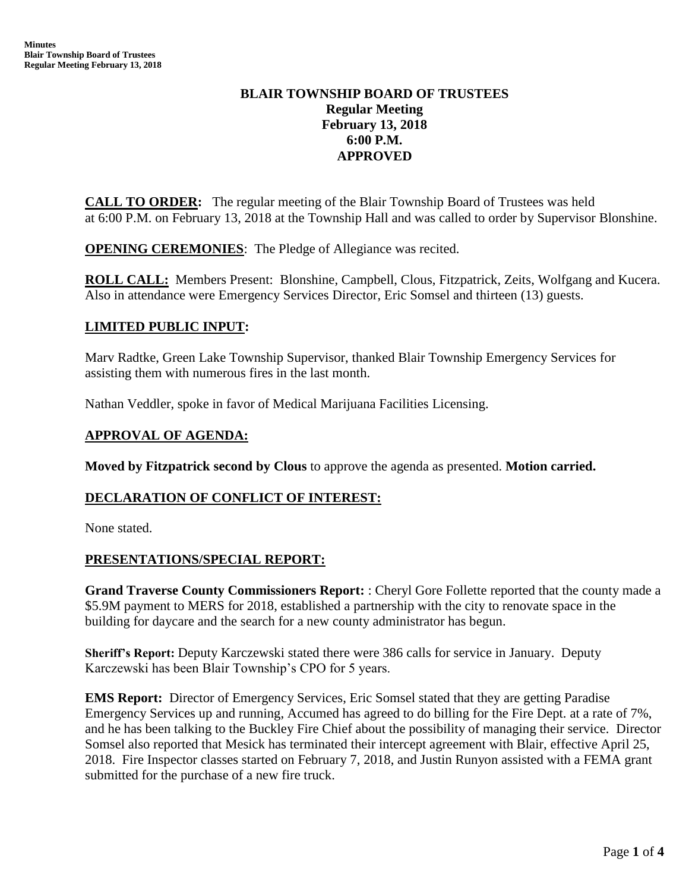# BLAIR TOWNSHIP BOARD OF TRUSTEES
## Regular Meeting
## February 13, 2018
## 6:00 P.M.
## APPROVED

**CALL TO ORDER:** The regular meeting of the Blair Township Board of Trustees was held at 6:00 P.M. on February 13, 2018 at the Township Hall and was called to order by Supervisor Blonshine.

**OPENING CEREMONIES**: The Pledge of Allegiance was recited.

**ROLL CALL:** Members Present: Blonshine, Campbell, Clous, Fitzpatrick, Zeits, Wolfgang and Kucera. Also in attendance were Emergency Services Director, Eric Somsel and thirteen (13) guests.

## LIMITED PUBLIC INPUT:

Marv Radtke, Green Lake Township Supervisor, thanked Blair Township Emergency Services for assisting them with numerous fires in the last month.

Nathan Veddler, spoke in favor of Medical Marijuana Facilities Licensing.

## APPROVAL OF AGENDA:

**Moved by Fitzpatrick second by Clous** to approve the agenda as presented. **Motion carried.**

## DECLARATION OF CONFLICT OF INTEREST:

None stated.

## PRESENTATIONS/SPECIAL REPORT:

**Grand Traverse County Commissioners Report:** : Cheryl Gore Follette reported that the county made a \$5.9M payment to MERS for 2018, established a partnership with the city to renovate space in the building for daycare and the search for a new county administrator has begun.

**Sheriff's Report:** Deputy Karczewski stated there were 386 calls for service in January. Deputy Karczewski has been Blair Township's CPO for 5 years.

**EMS Report:** Director of Emergency Services, Eric Somsel stated that they are getting Paradise Emergency Services up and running, Accumed has agreed to do billing for the Fire Dept. at a rate of 7%, and he has been talking to the Buckley Fire Chief about the possibility of managing their service. Director Somsel also reported that Mesick has terminated their intercept agreement with Blair, effective April 25, 2018. Fire Inspector classes started on February 7, 2018, and Justin Runyon assisted with a FEMA grant submitted for the purchase of a new fire truck.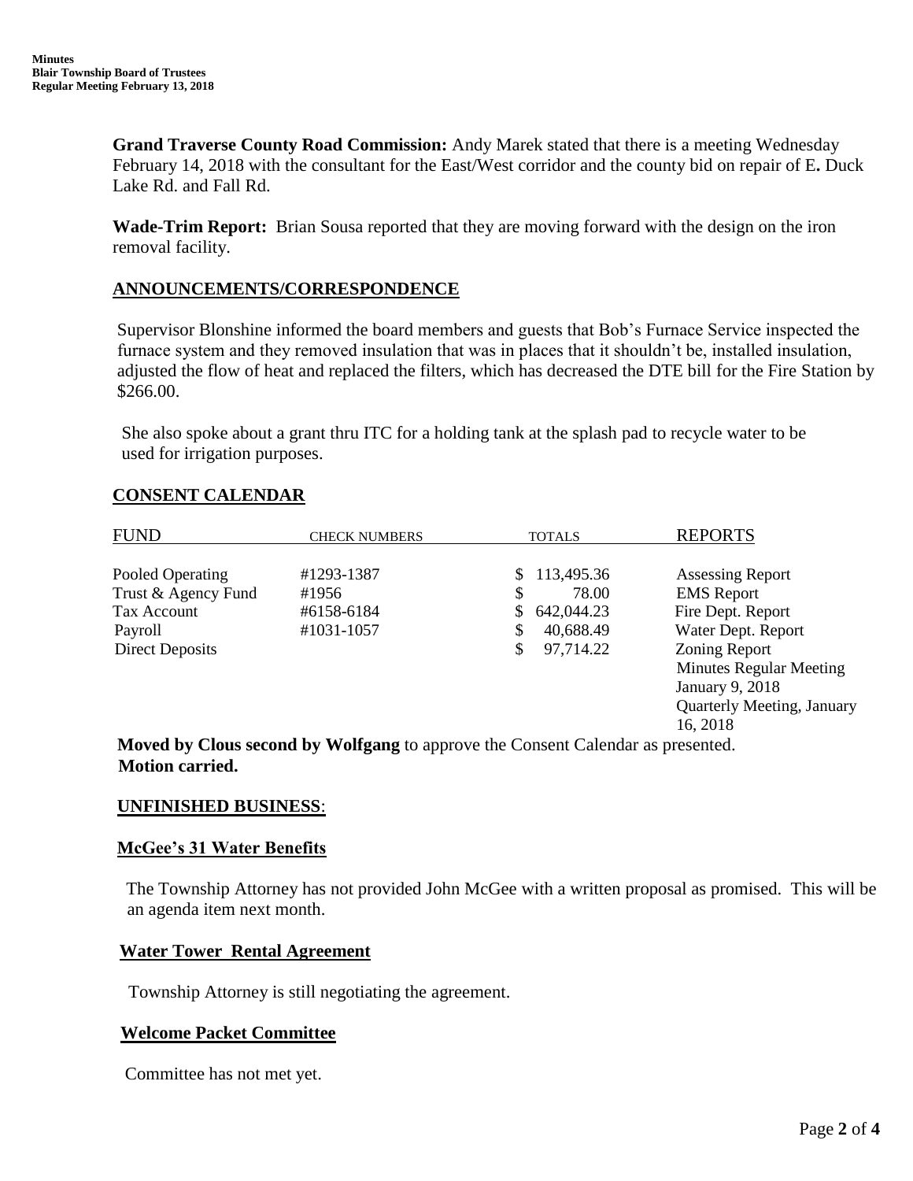**Grand Traverse County Road Commission:** Andy Marek stated that there is a meeting Wednesday February 14, 2018 with the consultant for the East/West corridor and the county bid on repair of E**.** Duck Lake Rd. and Fall Rd.

**Wade-Trim Report:** Brian Sousa reported that they are moving forward with the design on the iron removal facility.

## ANNOUNCEMENTS/CORRESPONDENCE

Supervisor Blonshine informed the board members and guests that Bob's Furnace Service inspected the furnace system and they removed insulation that was in places that it shouldn't be, installed insulation, adjusted the flow of heat and replaced the filters, which has decreased the DTE bill for the Fire Station by $266.00.

She also spoke about a grant thru ITC for a holding tank at the splash pad to recycle water to be used for irrigation purposes.

## CONSENT CALENDAR

| FUND | CHECK NUMBERS | TOTALS | REPORTS |
|---|---|---|---|
| Pooled Operating | #1293-1387 | $ 113,495.36 | Assessing Report |
| Trust & Agency Fund | #1956 | $ 78.00 | EMS Report |
| Tax Account | #6158-6184 | $ 642,044.23 | Fire Dept. Report |
| Payroll | #1031-1057 | $ 40,688.49 | Water Dept. Report |
| Direct Deposits | | $ 97,714.22 | Zoning Report |
| | | | Minutes Regular Meeting January 9, 2018 |
| | | | Quarterly Meeting, January 16, 2018 |

**Moved by Clous second by Wolfgang** to approve the Consent Calendar as presented.
**Motion carried.**

## UNFINISHED BUSINESS:

### McGee's 31 Water Benefits

The Township Attorney has not provided John McGee with a written proposal as promised. This will be an agenda item next month.

### Water Tower Rental Agreement

Township Attorney is still negotiating the agreement.

### Welcome Packet Committee

Committee has not met yet.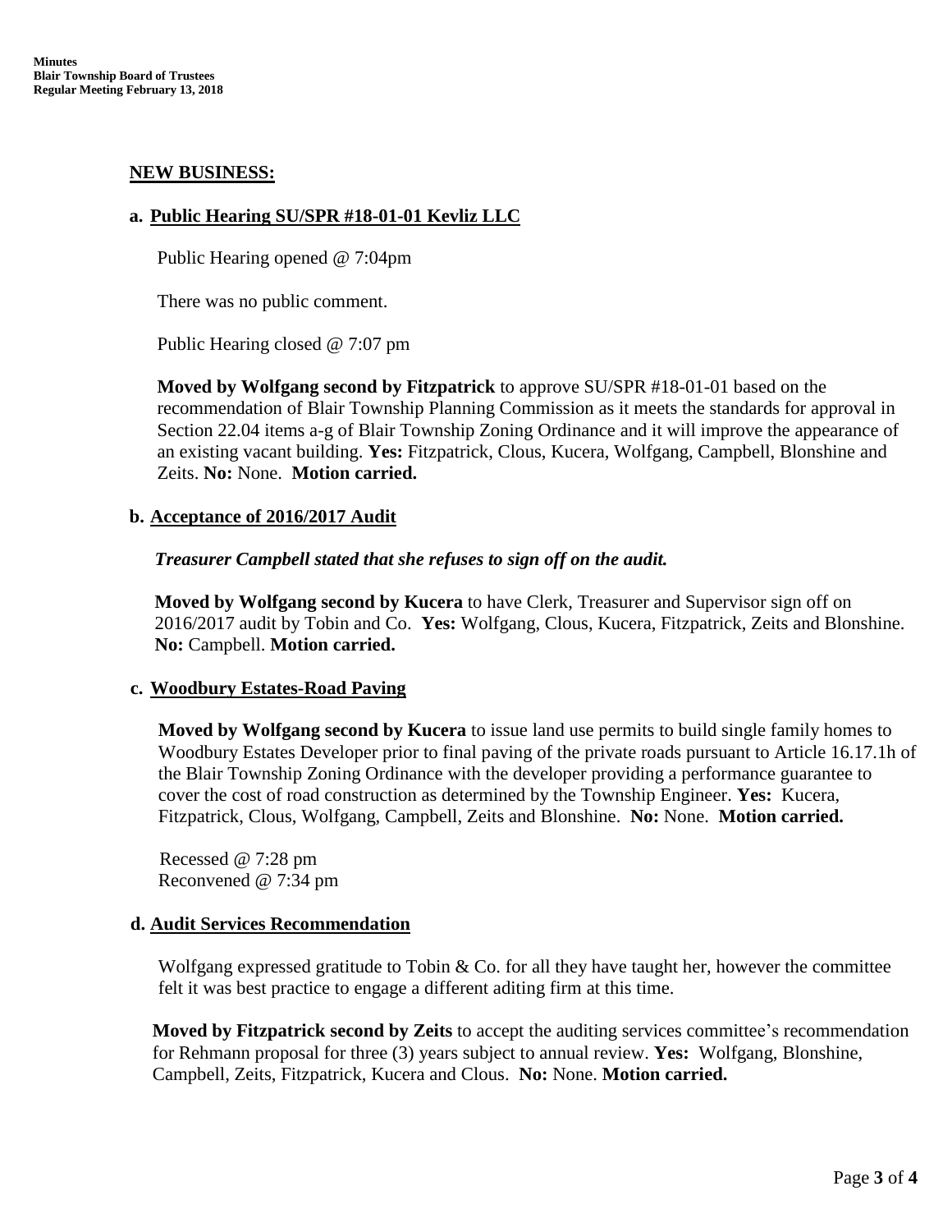## NEW BUSINESS:

### a. Public Hearing SU/SPR #18-01-01 Kevliz LLC

Public Hearing opened @ 7:04pm

There was no public comment.

Public Hearing closed @ 7:07 pm

**Moved by Wolfgang second by Fitzpatrick** to approve SU/SPR #18-01-01 based on the recommendation of Blair Township Planning Commission as it meets the standards for approval in Section 22.04 items a-g of Blair Township Zoning Ordinance and it will improve the appearance of an existing vacant building. **Yes:** Fitzpatrick, Clous, Kucera, Wolfgang, Campbell, Blonshine and Zeits. **No:** None. **Motion carried.**

### b. Acceptance of 2016/2017 Audit

***Treasurer Campbell stated that she refuses to sign off on the audit.***

**Moved by Wolfgang second by Kucera** to have Clerk, Treasurer and Supervisor sign off on 2016/2017 audit by Tobin and Co. **Yes:** Wolfgang, Clous, Kucera, Fitzpatrick, Zeits and Blonshine. **No:** Campbell. **Motion carried.**

### c. Woodbury Estates-Road Paving

**Moved by Wolfgang second by Kucera** to issue land use permits to build single family homes to Woodbury Estates Developer prior to final paving of the private roads pursuant to Article 16.17.1h of the Blair Township Zoning Ordinance with the developer providing a performance guarantee to cover the cost of road construction as determined by the Township Engineer. **Yes:** Kucera, Fitzpatrick, Clous, Wolfgang, Campbell, Zeits and Blonshine. **No:** None. **Motion carried.**

Recessed @ 7:28 pm
Reconvened @ 7:34 pm

### d. Audit Services Recommendation

Wolfgang expressed gratitude to Tobin & Co. for all they have taught her, however the committee felt it was best practice to engage a different aditing firm at this time.

**Moved by Fitzpatrick second by Zeits** to accept the auditing services committee's recommendation for Rehmann proposal for three (3) years subject to annual review. **Yes:** Wolfgang, Blonshine, Campbell, Zeits, Fitzpatrick, Kucera and Clous. **No:** None. **Motion carried.**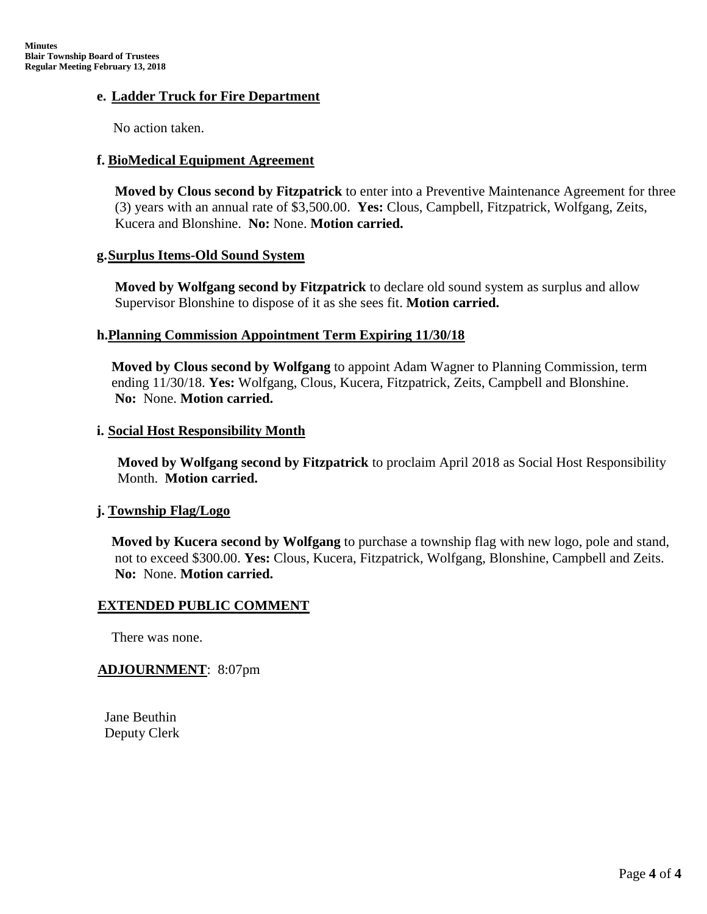### e. Ladder Truck for Fire Department

No action taken.

### f. BioMedical Equipment Agreement

**Moved by Clous second by Fitzpatrick** to enter into a Preventive Maintenance Agreement for three (3) years with an annual rate of $3,500.00. **Yes:** Clous, Campbell, Fitzpatrick, Wolfgang, Zeits, Kucera and Blonshine. **No:** None. **Motion carried.**

### g. Surplus Items-Old Sound System

**Moved by Wolfgang second by Fitzpatrick** to declare old sound system as surplus and allow Supervisor Blonshine to dispose of it as she sees fit. **Motion carried.**

### h. Planning Commission Appointment Term Expiring 11/30/18

**Moved by Clous second by Wolfgang** to appoint Adam Wagner to Planning Commission, term ending 11/30/18. **Yes:** Wolfgang, Clous, Kucera, Fitzpatrick, Zeits, Campbell and Blonshine. **No:** None. **Motion carried.**

### i. Social Host Responsibility Month

**Moved by Wolfgang second by Fitzpatrick** to proclaim April 2018 as Social Host Responsibility Month. **Motion carried.**

### j. Township Flag/Logo

**Moved by Kucera second by Wolfgang** to purchase a township flag with new logo, pole and stand, not to exceed $300.00. **Yes:** Clous, Kucera, Fitzpatrick, Wolfgang, Blonshine, Campbell and Zeits. **No:** None. **Motion carried.**

## EXTENDED PUBLIC COMMENT

There was none.

**ADJOURNMENT**: 8:07pm

Jane Beuthin
Deputy Clerk